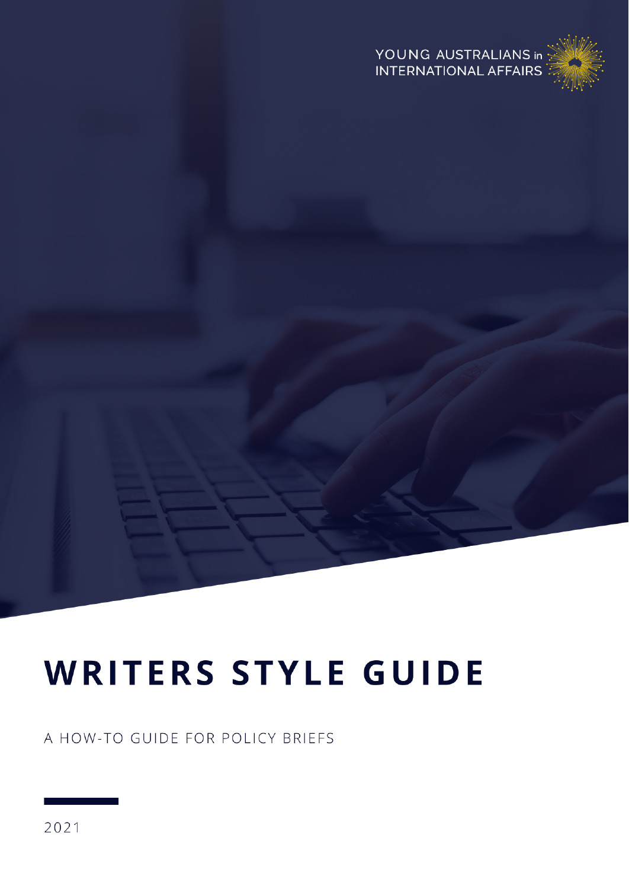YOUNG AUSTRALIANS in INTERNATIONAL AFFAIRS

# WRITERS STYLE GUIDE

A HOW-TO GUIDE FOR POLICY BRIEFS

2021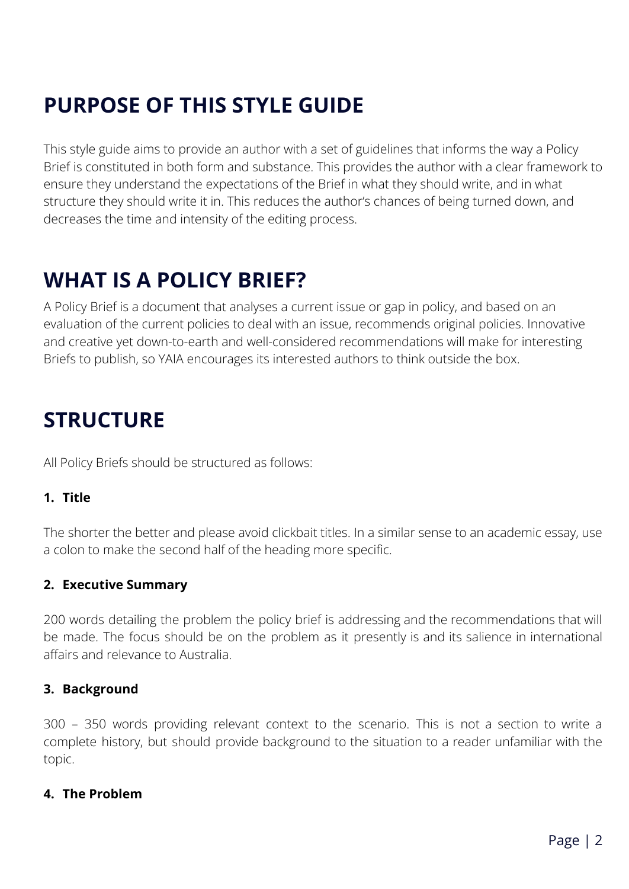## PURPOSE OF THIS STYLE GUIDE

This style guide aims to provide an author with a set of guidelines that informs the way a Policy Brief is constituted in both form and substance. This provides the author with a clear framework to ensure they understand the expectations of the Brief in what they should write, and in what structure they should write it in. This reduces the author's chances of being turned down, and decreases the time and intensity of the editing process.

## WHAT IS A POLICY BRIEF?

A Policy Brief is a document that analyses a current issue or gap in policy, and based on an evaluation of the current policies to deal with an issue, recommends original policies. Innovative and creative yet down-to-earth and well-considered recommendations will make for interesting Briefs to publish, so YAIA encourages its interested authors to think outside the box.

## STRUCTURE

All Policy Briefs should be structured as follows:

**1. Title**

The shorter the better and please avoid clickbait titles. In a similar sense to an academic essay, use a colon to make the second half of the heading more specific.

**2. Executive Summary**

200 words detailing the problem the policy brief is addressing and the recommendations that will be made. The focus should be on the problem as it presently is and its salience in international affairs and relevance to Australia.

**3. Background**

300 – 350 words providing relevant context to the scenario. This is not a section to write a complete history, but should provide background to the situation to a reader unfamiliar with the topic.

**4. The Problem**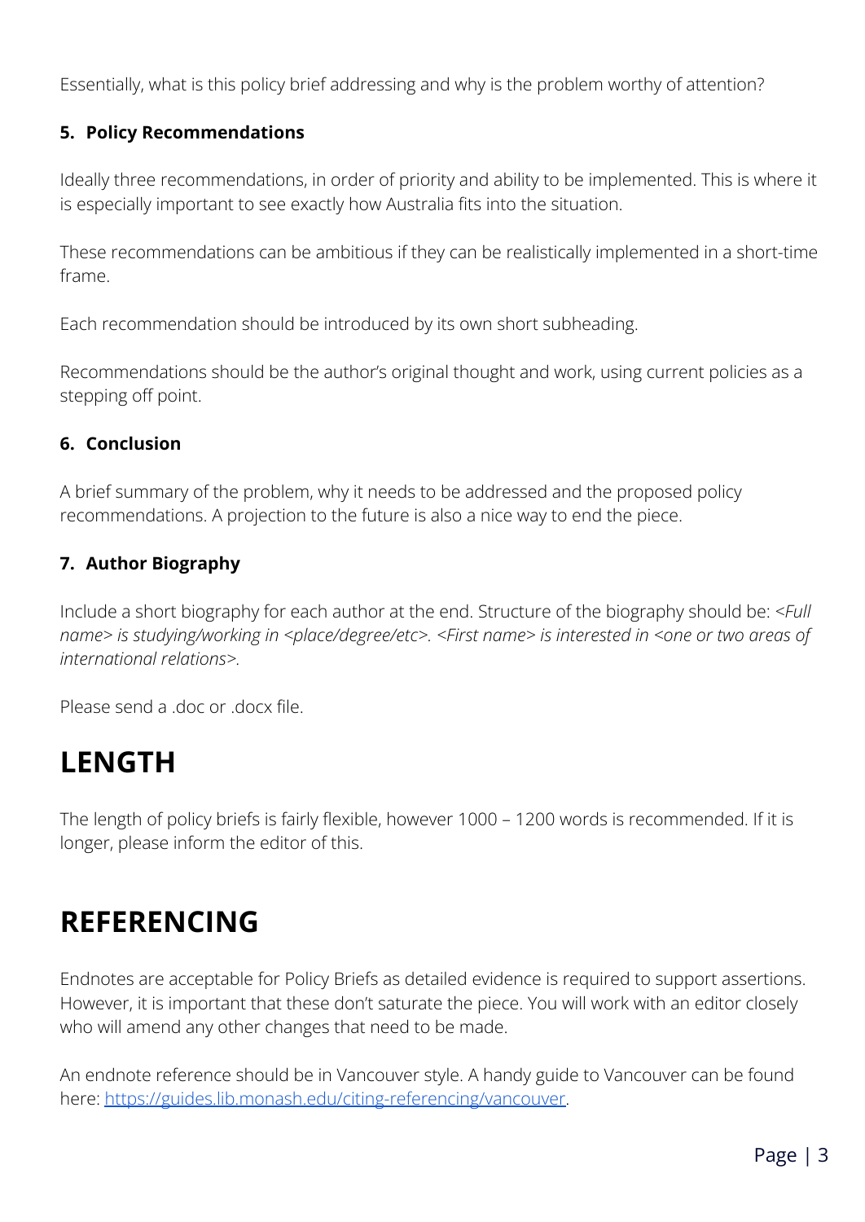Essentially, what is this policy brief addressing and why is the problem worthy of attention?

### 5. Policy Recommendations

Ideally three recommendations, in order of priority and ability to be implemented. This is where it is especially important to see exactly how Australia fits into the situation.

These recommendations can be ambitious if they can be realistically implemented in a short-time frame.

Each recommendation should be introduced by its own short subheading.

Recommendations should be the author's original thought and work, using current policies as a stepping off point.

### 6. Conclusion

A brief summary of the problem, why it needs to be addressed and the proposed policy recommendations. A projection to the future is also a nice way to end the piece.

### 7. Author Biography

Include a short biography for each author at the end. Structure of the biography should be: *<Full name> is studying/working in <place/degree/etc>. <First name> is interested in <one or two areas of international relations>.*

Please send a .doc or .docx file.

# LENGTH

The length of policy briefs is fairly flexible, however 1000 – 1200 words is recommended. If it is longer, please inform the editor of this.

# REFERENCING

Endnotes are acceptable for Policy Briefs as detailed evidence is required to support assertions. However, it is important that these don't saturate the piece. You will work with an editor closely who will amend any other changes that need to be made.

An endnote reference should be in Vancouver style. A handy guide to Vancouver can be found here: [https://guides.lib.monash.edu/citing-referencing/vancouver](https://guides.lib.monash.edu/citing-referencing/vancouver).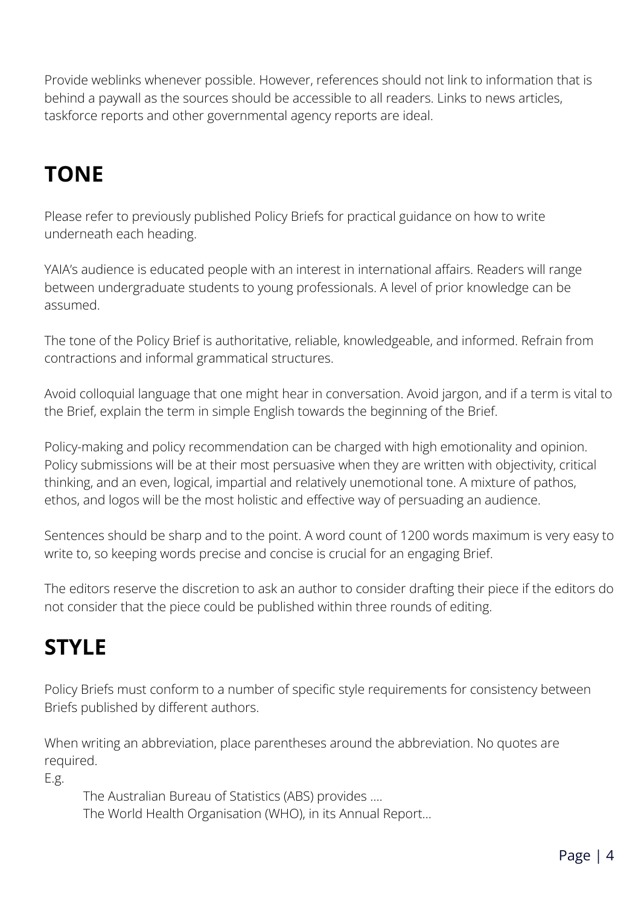Provide weblinks whenever possible. However, references should not link to information that is behind a paywall as the sources should be accessible to all readers. Links to news articles, taskforce reports and other governmental agency reports are ideal.

## TONE

Please refer to previously published Policy Briefs for practical guidance on how to write underneath each heading.

YAIA's audience is educated people with an interest in international affairs. Readers will range between undergraduate students to young professionals. A level of prior knowledge can be assumed.

The tone of the Policy Brief is authoritative, reliable, knowledgeable, and informed. Refrain from contractions and informal grammatical structures.

Avoid colloquial language that one might hear in conversation. Avoid jargon, and if a term is vital to the Brief, explain the term in simple English towards the beginning of the Brief.

Policy-making and policy recommendation can be charged with high emotionality and opinion. Policy submissions will be at their most persuasive when they are written with objectivity, critical thinking, and an even, logical, impartial and relatively unemotional tone. A mixture of pathos, ethos, and logos will be the most holistic and effective way of persuading an audience.

Sentences should be sharp and to the point. A word count of 1200 words maximum is very easy to write to, so keeping words precise and concise is crucial for an engaging Brief.

The editors reserve the discretion to ask an author to consider drafting their piece if the editors do not consider that the piece could be published within three rounds of editing.

## STYLE

Policy Briefs must conform to a number of specific style requirements for consistency between Briefs published by different authors.

When writing an abbreviation, place parentheses around the abbreviation. No quotes are required.

E.g.

> The Australian Bureau of Statistics (ABS) provides ....
>
> The World Health Organisation (WHO), in its Annual Report...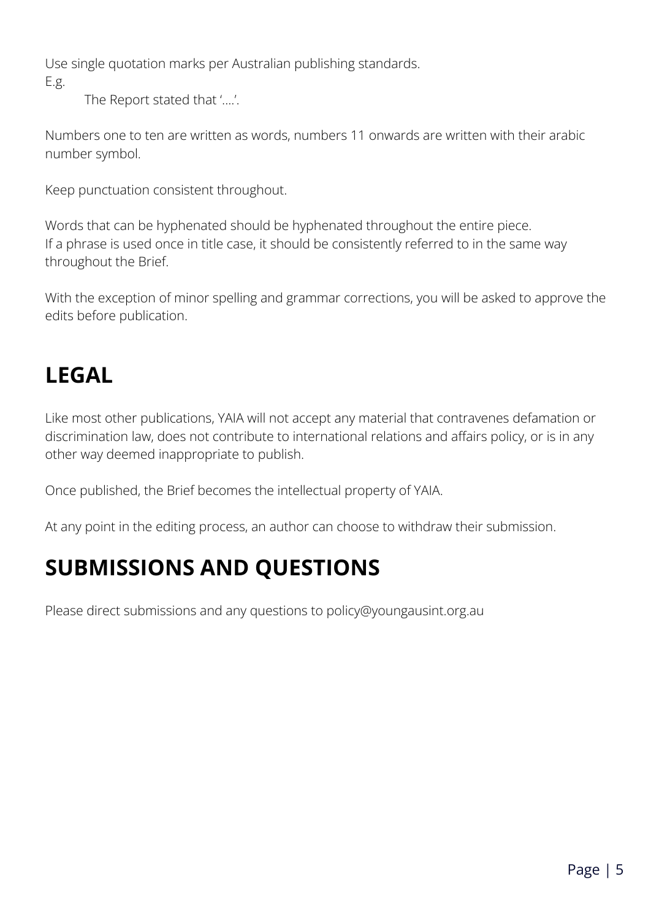Use single quotation marks per Australian publishing standards.
E.g.

The Report stated that '….'.

Numbers one to ten are written as words, numbers 11 onwards are written with their arabic number symbol.

Keep punctuation consistent throughout.

Words that can be hyphenated should be hyphenated throughout the entire piece.
If a phrase is used once in title case, it should be consistently referred to in the same way throughout the Brief.

With the exception of minor spelling and grammar corrections, you will be asked to approve the edits before publication.

# LEGAL

Like most other publications, YAIA will not accept any material that contravenes defamation or discrimination law, does not contribute to international relations and affairs policy, or is in any other way deemed inappropriate to publish.

Once published, the Brief becomes the intellectual property of YAIA.

At any point in the editing process, an author can choose to withdraw their submission.

# SUBMISSIONS AND QUESTIONS

Please direct submissions and any questions to policy@youngausint.org.au